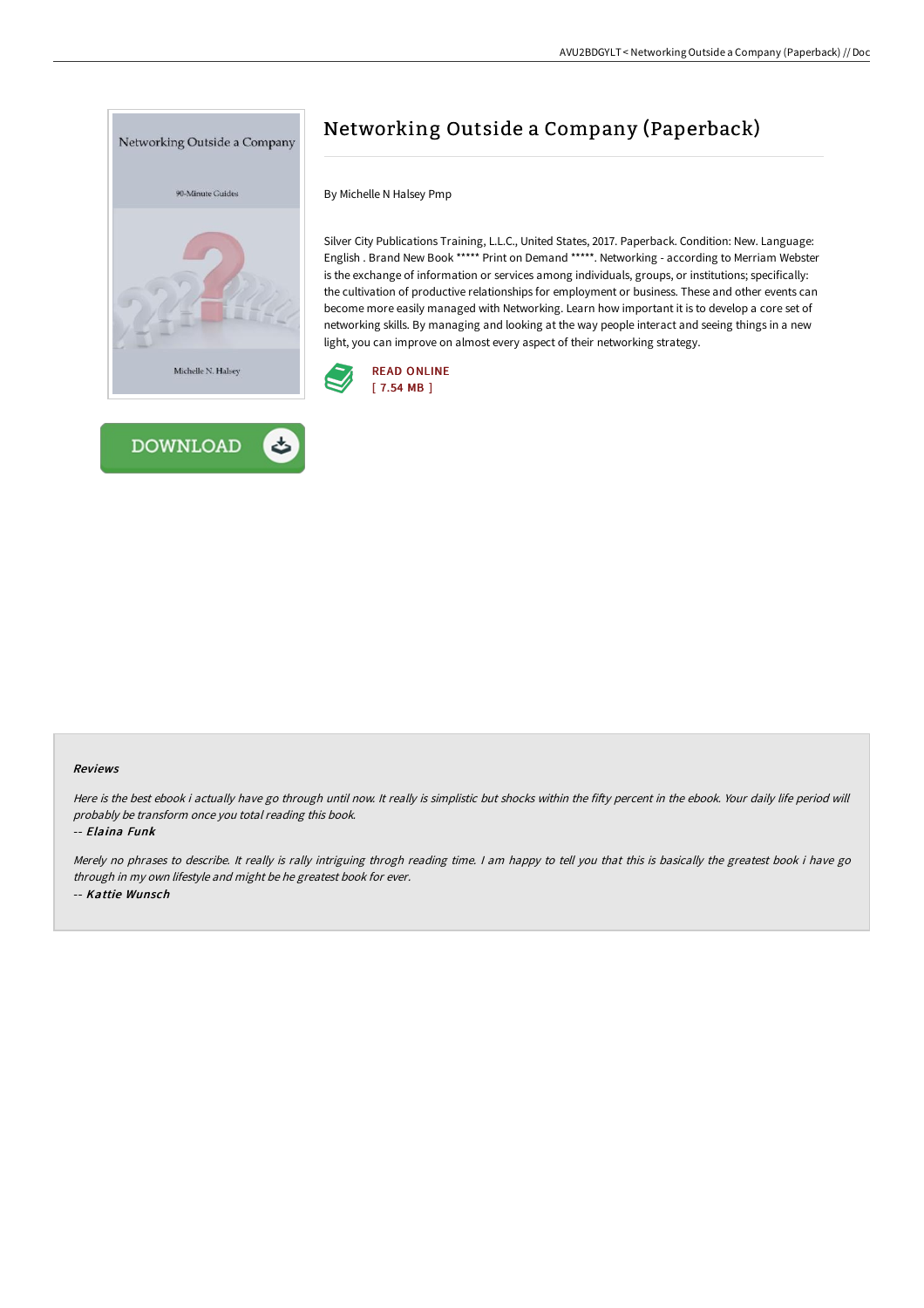# Networking Outside a Company (Paperback)

By Michelle N Halsey Pmp

Silver City Publications Training, L.L.C., United States, 2017. Paperback. Condition: New. Language: English . Brand New Book ***** Print on Demand *****. Networking - according to Merriam Webster is the exchange of information or services among individuals, groups, or institutions; specifically: the cultivation of productive relationships for employment or business. These and other events can become more easily managed with Networking. Learn how important it is to develop a core set of networking skills. By managing and looking at the way people interact and seeing things in a new light, you can improve on almost every aspect of their networking strategy.

READ ONLINE
[ 7.54 MB ]

DOWNLOAD

### Reviews

*Here is the best ebook i actually have go through until now. It really is simplistic but shocks within the fifty percent in the ebook. Your daily life period will probably be transform once you total reading this book.*

-- *Elaina Funk*

*Merely no phrases to describe. It really is rally intriguing throgh reading time. I am happy to tell you that this is basically the greatest book i have go through in my own lifestyle and might be he greatest book for ever.*

-- *Kattie Wunsch*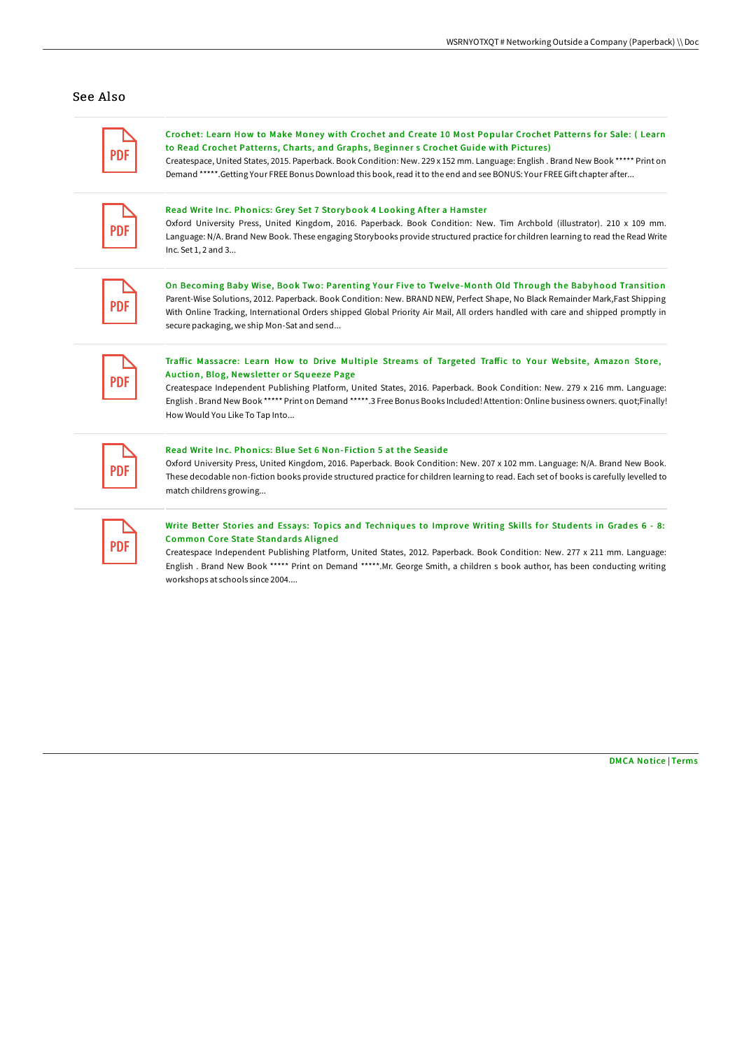## See Also

**Crochet: Learn How to Make Money with Crochet and Create 10 Most Popular Crochet Patterns for Sale: ( Learn to Read Crochet Patterns, Charts, and Graphs, Beginner s Crochet Guide with Pictures)**

Createspace, United States, 2015. Paperback. Book Condition: New. 229 x 152 mm. Language: English . Brand New Book ***** Print on Demand *****.Getting Your FREE Bonus Download this book, read it to the end and see BONUS: Your FREE Gift chapter after...

**Read Write Inc. Phonics: Grey Set 7 Storybook 4 Looking After a Hamster**

Oxford University Press, United Kingdom, 2016. Paperback. Book Condition: New. Tim Archbold (illustrator). 210 x 109 mm. Language: N/A. Brand New Book. These engaging Storybooks provide structured practice for children learning to read the Read Write Inc. Set 1, 2 and 3...

**On Becoming Baby Wise, Book Two: Parenting Your Five to Twelve-Month Old Through the Babyhood Transition**

Parent-Wise Solutions, 2012. Paperback. Book Condition: New. BRAND NEW, Perfect Shape, No Black Remainder Mark,Fast Shipping With Online Tracking, International Orders shipped Global Priority Air Mail, All orders handled with care and shipped promptly in secure packaging, we ship Mon-Sat and send...

**Traffic Massacre: Learn How to Drive Multiple Streams of Targeted Traffic to Your Website, Amazon Store, Auction, Blog, Newsletter or Squeeze Page**

Createspace Independent Publishing Platform, United States, 2016. Paperback. Book Condition: New. 279 x 216 mm. Language: English . Brand New Book ***** Print on Demand *****.3 Free Bonus Books Included! Attention: Online business owners. quot;Finally! How Would You Like To Tap Into...

**Read Write Inc. Phonics: Blue Set 6 Non-Fiction 5 at the Seaside**

Oxford University Press, United Kingdom, 2016. Paperback. Book Condition: New. 207 x 102 mm. Language: N/A. Brand New Book. These decodable non-fiction books provide structured practice for children learning to read. Each set of books is carefully levelled to match childrens growing...

**Write Better Stories and Essays: Topics and Techniques to Improve Writing Skills for Students in Grades 6 - 8: Common Core State Standards Aligned**

Createspace Independent Publishing Platform, United States, 2012. Paperback. Book Condition: New. 277 x 211 mm. Language: English . Brand New Book ***** Print on Demand *****.Mr. George Smith, a children s book author, has been conducting writing workshops at schools since 2004....